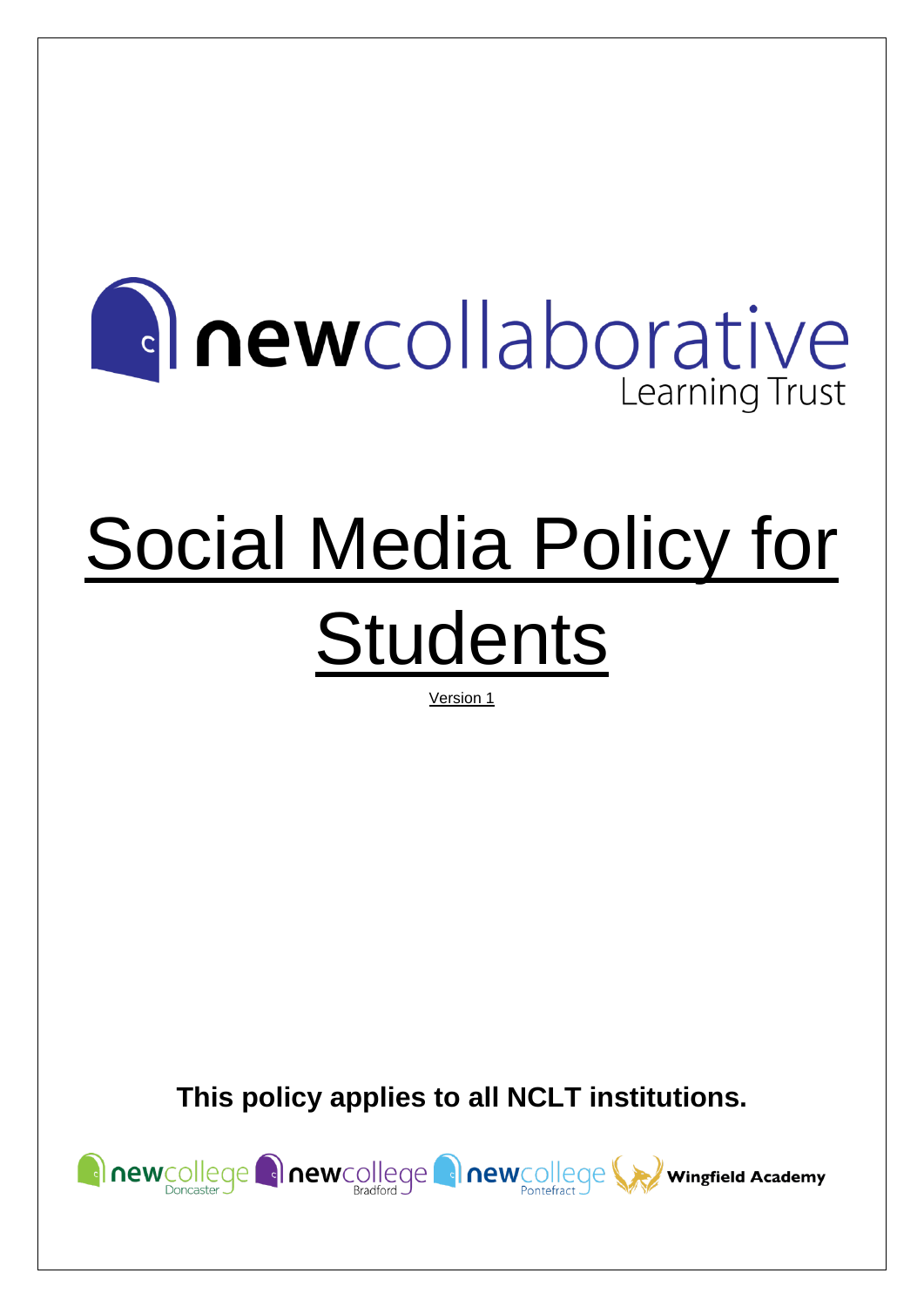newcollaborative Learning Trust

# Social Media Policy for Students

Version 1

**This policy applies to all NCLT institutions.**

newcollege Doncaster newcollege Bradford newcollege Pontefract Wingfield Academy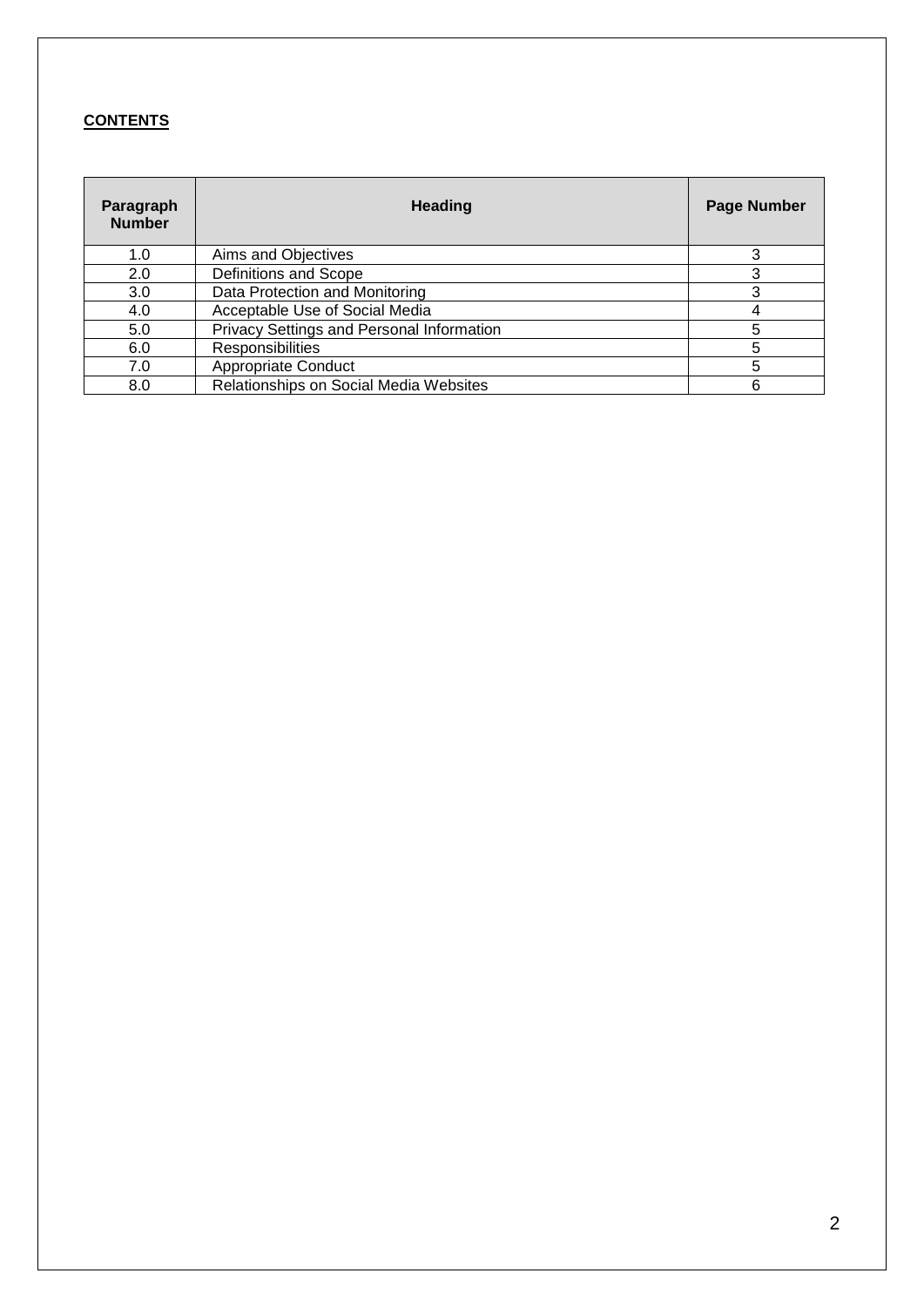**CONTENTS**

| Paragraph Number | Heading | Page Number |
|---|---|---|
| 1.0 | Aims and Objectives | 3 |
| 2.0 | Definitions and Scope | 3 |
| 3.0 | Data Protection and Monitoring | 3 |
| 4.0 | Acceptable Use of Social Media | 4 |
| 5.0 | Privacy Settings and Personal Information | 5 |
| 6.0 | Responsibilities | 5 |
| 7.0 | Appropriate Conduct | 5 |
| 8.0 | Relationships on Social Media Websites | 6 |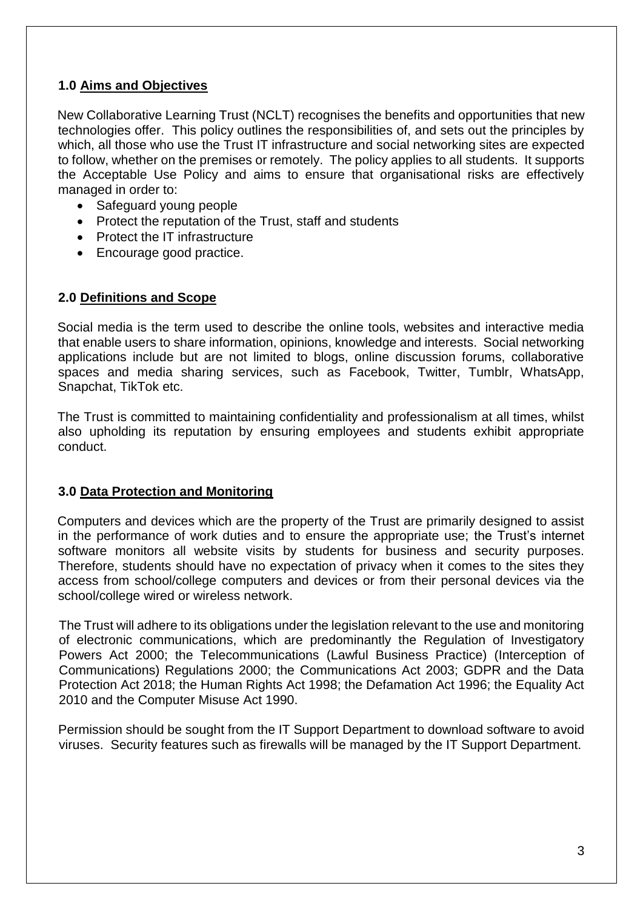## 1.0 Aims and Objectives

New Collaborative Learning Trust (NCLT) recognises the benefits and opportunities that new technologies offer. This policy outlines the responsibilities of, and sets out the principles by which, all those who use the Trust IT infrastructure and social networking sites are expected to follow, whether on the premises or remotely. The policy applies to all students. It supports the Acceptable Use Policy and aims to ensure that organisational risks are effectively managed in order to:

- Safeguard young people
- Protect the reputation of the Trust, staff and students
- Protect the IT infrastructure
- Encourage good practice.

## 2.0 Definitions and Scope

Social media is the term used to describe the online tools, websites and interactive media that enable users to share information, opinions, knowledge and interests. Social networking applications include but are not limited to blogs, online discussion forums, collaborative spaces and media sharing services, such as Facebook, Twitter, Tumblr, WhatsApp, Snapchat, TikTok etc.

The Trust is committed to maintaining confidentiality and professionalism at all times, whilst also upholding its reputation by ensuring employees and students exhibit appropriate conduct.

## 3.0 Data Protection and Monitoring

Computers and devices which are the property of the Trust are primarily designed to assist in the performance of work duties and to ensure the appropriate use; the Trust's internet software monitors all website visits by students for business and security purposes. Therefore, students should have no expectation of privacy when it comes to the sites they access from school/college computers and devices or from their personal devices via the school/college wired or wireless network.

The Trust will adhere to its obligations under the legislation relevant to the use and monitoring of electronic communications, which are predominantly the Regulation of Investigatory Powers Act 2000; the Telecommunications (Lawful Business Practice) (Interception of Communications) Regulations 2000; the Communications Act 2003; GDPR and the Data Protection Act 2018; the Human Rights Act 1998; the Defamation Act 1996; the Equality Act 2010 and the Computer Misuse Act 1990.

Permission should be sought from the IT Support Department to download software to avoid viruses. Security features such as firewalls will be managed by the IT Support Department.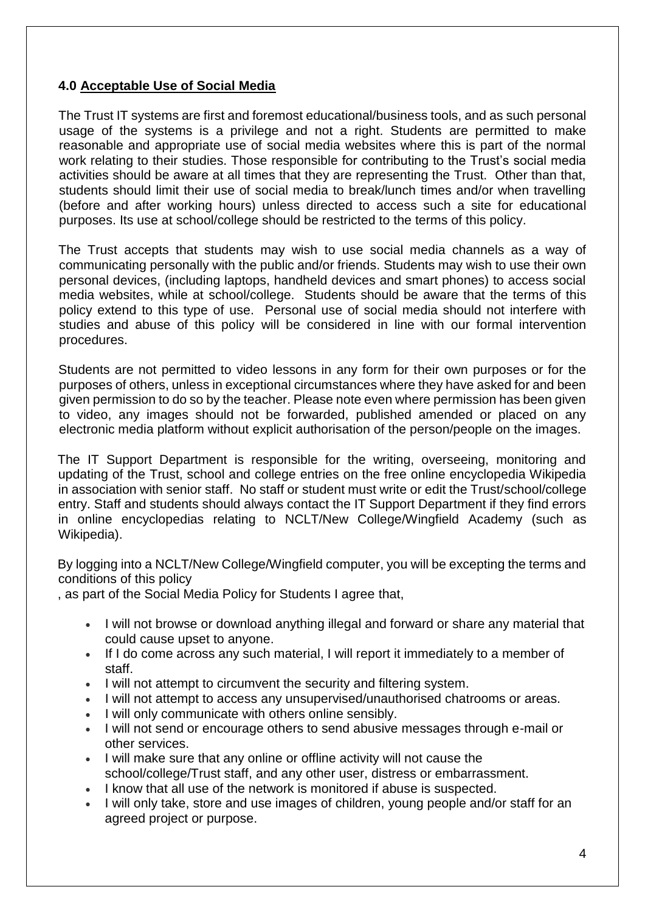#### 4.0 Acceptable Use of Social Media

The Trust IT systems are first and foremost educational/business tools, and as such personal usage of the systems is a privilege and not a right. Students are permitted to make reasonable and appropriate use of social media websites where this is part of the normal work relating to their studies. Those responsible for contributing to the Trust's social media activities should be aware at all times that they are representing the Trust. Other than that, students should limit their use of social media to break/lunch times and/or when travelling (before and after working hours) unless directed to access such a site for educational purposes. Its use at school/college should be restricted to the terms of this policy.

The Trust accepts that students may wish to use social media channels as a way of communicating personally with the public and/or friends. Students may wish to use their own personal devices, (including laptops, handheld devices and smart phones) to access social media websites, while at school/college. Students should be aware that the terms of this policy extend to this type of use. Personal use of social media should not interfere with studies and abuse of this policy will be considered in line with our formal intervention procedures.

Students are not permitted to video lessons in any form for their own purposes or for the purposes of others, unless in exceptional circumstances where they have asked for and been given permission to do so by the teacher. Please note even where permission has been given to video, any images should not be forwarded, published amended or placed on any electronic media platform without explicit authorisation of the person/people on the images.

The IT Support Department is responsible for the writing, overseeing, monitoring and updating of the Trust, school and college entries on the free online encyclopedia Wikipedia in association with senior staff. No staff or student must write or edit the Trust/school/college entry. Staff and students should always contact the IT Support Department if they find errors in online encyclopedias relating to NCLT/New College/Wingfield Academy (such as Wikipedia).

By logging into a NCLT/New College/Wingfield computer, you will be excepting the terms and conditions of this policy

, as part of the Social Media Policy for Students I agree that,

- I will not browse or download anything illegal and forward or share any material that could cause upset to anyone.
- If I do come across any such material, I will report it immediately to a member of staff.
- I will not attempt to circumvent the security and filtering system.
- I will not attempt to access any unsupervised/unauthorised chatrooms or areas.
- I will only communicate with others online sensibly.
- I will not send or encourage others to send abusive messages through e-mail or other services.
- I will make sure that any online or offline activity will not cause the school/college/Trust staff, and any other user, distress or embarrassment.
- I know that all use of the network is monitored if abuse is suspected.
- I will only take, store and use images of children, young people and/or staff for an agreed project or purpose.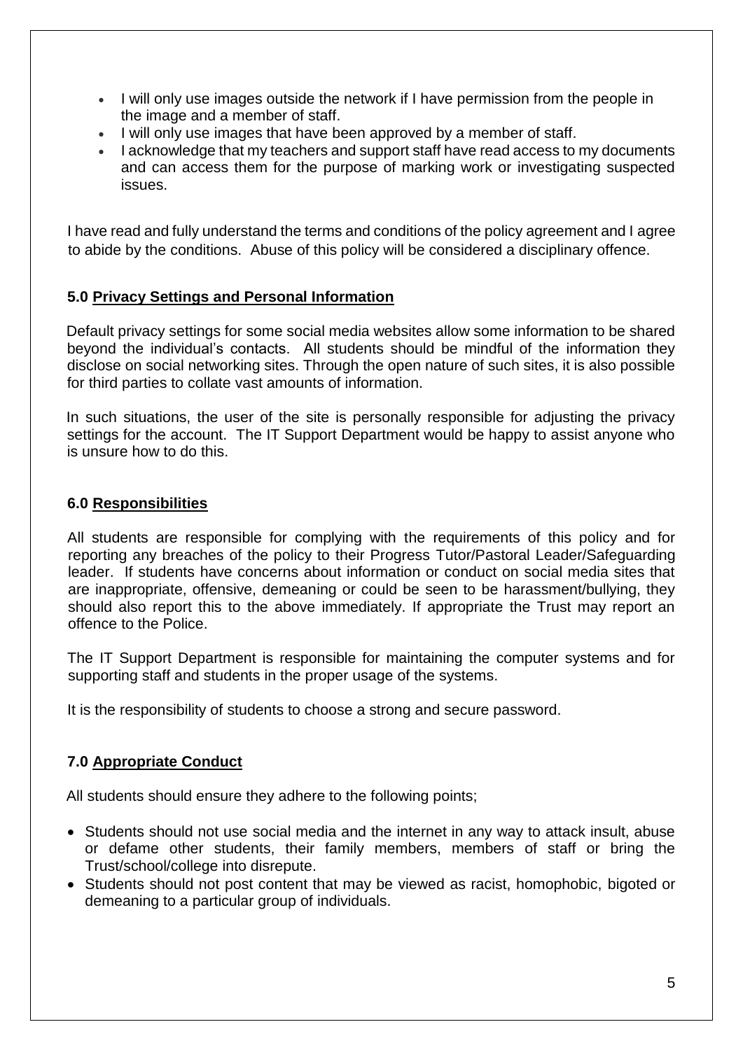- I will only use images outside the network if I have permission from the people in the image and a member of staff.
- I will only use images that have been approved by a member of staff.
- I acknowledge that my teachers and support staff have read access to my documents and can access them for the purpose of marking work or investigating suspected issues.

I have read and fully understand the terms and conditions of the policy agreement and I agree to abide by the conditions. Abuse of this policy will be considered a disciplinary offence.

### 5.0 Privacy Settings and Personal Information

Default privacy settings for some social media websites allow some information to be shared beyond the individual's contacts. All students should be mindful of the information they disclose on social networking sites. Through the open nature of such sites, it is also possible for third parties to collate vast amounts of information.

In such situations, the user of the site is personally responsible for adjusting the privacy settings for the account. The IT Support Department would be happy to assist anyone who is unsure how to do this.

### 6.0 Responsibilities

All students are responsible for complying with the requirements of this policy and for reporting any breaches of the policy to their Progress Tutor/Pastoral Leader/Safeguarding leader. If students have concerns about information or conduct on social media sites that are inappropriate, offensive, demeaning or could be seen to be harassment/bullying, they should also report this to the above immediately. If appropriate the Trust may report an offence to the Police.

The IT Support Department is responsible for maintaining the computer systems and for supporting staff and students in the proper usage of the systems.

It is the responsibility of students to choose a strong and secure password.

### 7.0 Appropriate Conduct

All students should ensure they adhere to the following points;

- Students should not use social media and the internet in any way to attack insult, abuse or defame other students, their family members, members of staff or bring the Trust/school/college into disrepute.
- Students should not post content that may be viewed as racist, homophobic, bigoted or demeaning to a particular group of individuals.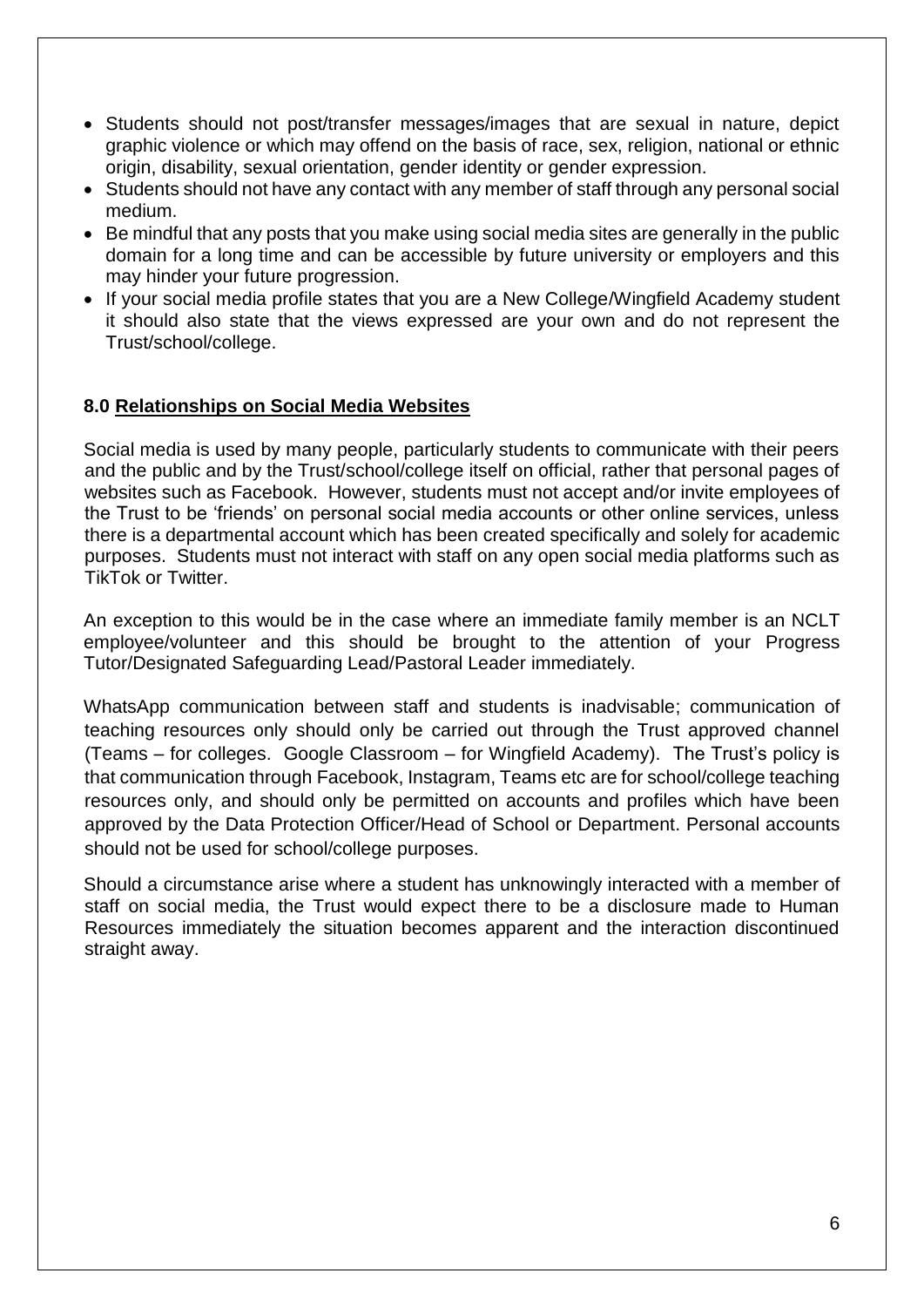- Students should not post/transfer messages/images that are sexual in nature, depict graphic violence or which may offend on the basis of race, sex, religion, national or ethnic origin, disability, sexual orientation, gender identity or gender expression.
- Students should not have any contact with any member of staff through any personal social medium.
- Be mindful that any posts that you make using social media sites are generally in the public domain for a long time and can be accessible by future university or employers and this may hinder your future progression.
- If your social media profile states that you are a New College/Wingfield Academy student it should also state that the views expressed are your own and do not represent the Trust/school/college.

## 8.0 Relationships on Social Media Websites

Social media is used by many people, particularly students to communicate with their peers and the public and by the Trust/school/college itself on official, rather that personal pages of websites such as Facebook. However, students must not accept and/or invite employees of the Trust to be 'friends' on personal social media accounts or other online services, unless there is a departmental account which has been created specifically and solely for academic purposes. Students must not interact with staff on any open social media platforms such as TikTok or Twitter.

An exception to this would be in the case where an immediate family member is an NCLT employee/volunteer and this should be brought to the attention of your Progress Tutor/Designated Safeguarding Lead/Pastoral Leader immediately.

WhatsApp communication between staff and students is inadvisable; communication of teaching resources only should only be carried out through the Trust approved channel (Teams – for colleges. Google Classroom – for Wingfield Academy). The Trust's policy is that communication through Facebook, Instagram, Teams etc are for school/college teaching resources only, and should only be permitted on accounts and profiles which have been approved by the Data Protection Officer/Head of School or Department. Personal accounts should not be used for school/college purposes.

Should a circumstance arise where a student has unknowingly interacted with a member of staff on social media, the Trust would expect there to be a disclosure made to Human Resources immediately the situation becomes apparent and the interaction discontinued straight away.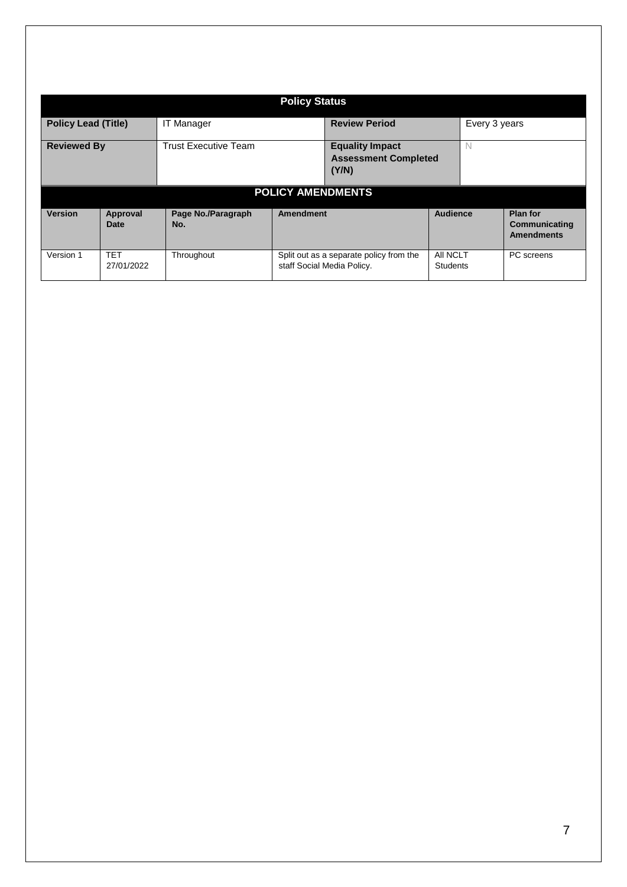| Policy Status | | | |
|---|---|---|---|
| **Policy Lead (Title)** | IT Manager | **Review Period** | Every 3 years |
| **Reviewed By** | Trust Executive Team | **Equality Impact Assessment Completed (Y/N)** | N |

**POLICY AMENDMENTS**

| Version | Approval Date | Page No./Paragraph No. | Amendment | Audience | Plan for Communicating Amendments |
|---|---|---|---|---|---|
| Version 1 | TET 27/01/2022 | Throughout | Split out as a separate policy from the staff Social Media Policy. | All NCLT Students | PC screens |